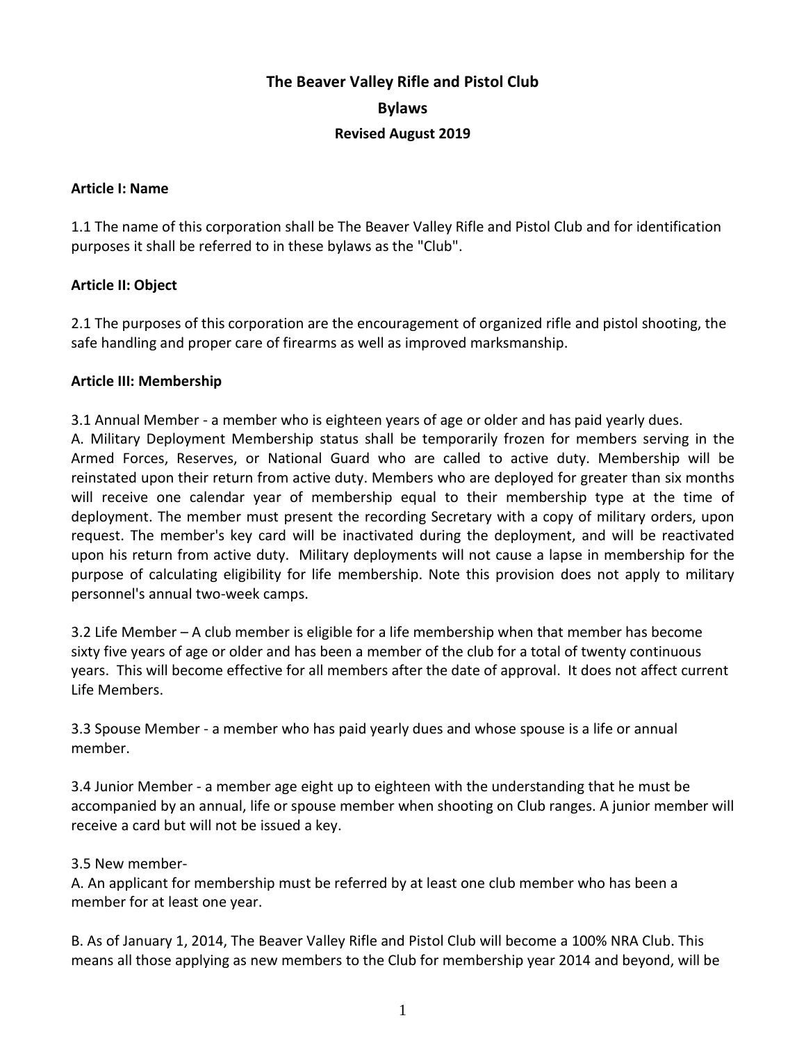# The Beaver Valley Rifle and Pistol Club

## Bylaws

### Revised August 2019

**Article I: Name**

1.1 The name of this corporation shall be The Beaver Valley Rifle and Pistol Club and for identification purposes it shall be referred to in these bylaws as the "Club".

**Article II: Object**

2.1 The purposes of this corporation are the encouragement of organized rifle and pistol shooting, the safe handling and proper care of firearms as well as improved marksmanship.

**Article III: Membership**

3.1 Annual Member - a member who is eighteen years of age or older and has paid yearly dues.
A. Military Deployment Membership status shall be temporarily frozen for members serving in the Armed Forces, Reserves, or National Guard who are called to active duty. Membership will be reinstated upon their return from active duty. Members who are deployed for greater than six months will receive one calendar year of membership equal to their membership type at the time of deployment. The member must present the recording Secretary with a copy of military orders, upon request. The member's key card will be inactivated during the deployment, and will be reactivated upon his return from active duty. Military deployments will not cause a lapse in membership for the purpose of calculating eligibility for life membership. Note this provision does not apply to military personnel's annual two-week camps.

3.2 Life Member – A club member is eligible for a life membership when that member has become sixty five years of age or older and has been a member of the club for a total of twenty continuous years. This will become effective for all members after the date of approval. It does not affect current Life Members.

3.3 Spouse Member - a member who has paid yearly dues and whose spouse is a life or annual member.

3.4 Junior Member - a member age eight up to eighteen with the understanding that he must be accompanied by an annual, life or spouse member when shooting on Club ranges. A junior member will receive a card but will not be issued a key.

3.5 New member-

A. An applicant for membership must be referred by at least one club member who has been a member for at least one year.

B. As of January 1, 2014, The Beaver Valley Rifle and Pistol Club will become a 100% NRA Club. This means all those applying as new members to the Club for membership year 2014 and beyond, will be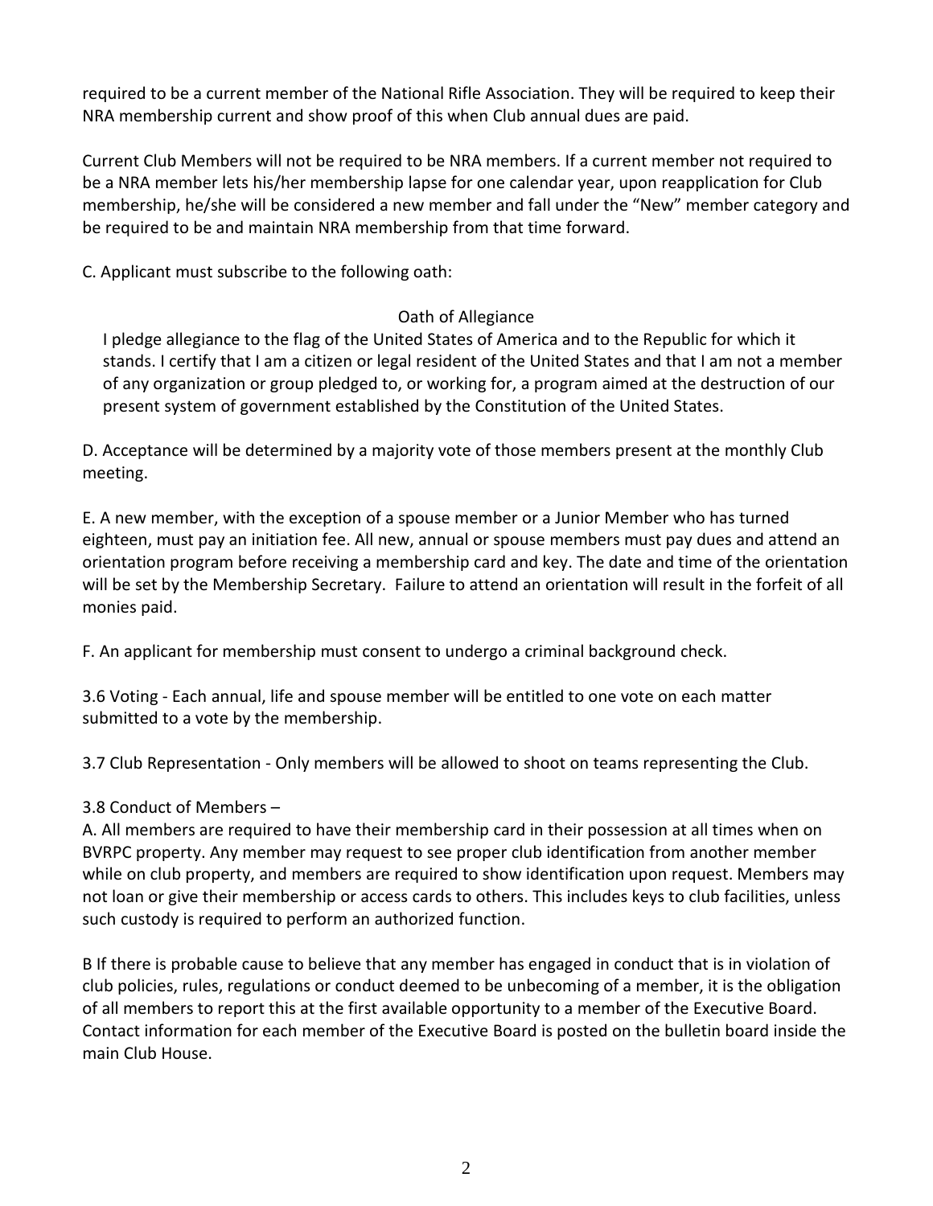required to be a current member of the National Rifle Association. They will be required to keep their NRA membership current and show proof of this when Club annual dues are paid.

Current Club Members will not be required to be NRA members. If a current member not required to be a NRA member lets his/her membership lapse for one calendar year, upon reapplication for Club membership, he/she will be considered a new member and fall under the "New" member category and be required to be and maintain NRA membership from that time forward.

C. Applicant must subscribe to the following oath:

Oath of Allegiance

> I pledge allegiance to the flag of the United States of America and to the Republic for which it stands. I certify that I am a citizen or legal resident of the United States and that I am not a member of any organization or group pledged to, or working for, a program aimed at the destruction of our present system of government established by the Constitution of the United States.

D. Acceptance will be determined by a majority vote of those members present at the monthly Club meeting.

E. A new member, with the exception of a spouse member or a Junior Member who has turned eighteen, must pay an initiation fee. All new, annual or spouse members must pay dues and attend an orientation program before receiving a membership card and key. The date and time of the orientation will be set by the Membership Secretary. Failure to attend an orientation will result in the forfeit of all monies paid.

F. An applicant for membership must consent to undergo a criminal background check.

3.6 Voting - Each annual, life and spouse member will be entitled to one vote on each matter submitted to a vote by the membership.

3.7 Club Representation - Only members will be allowed to shoot on teams representing the Club.

3.8 Conduct of Members –

A. All members are required to have their membership card in their possession at all times when on BVRPC property. Any member may request to see proper club identification from another member while on club property, and members are required to show identification upon request. Members may not loan or give their membership or access cards to others. This includes keys to club facilities, unless such custody is required to perform an authorized function.

B If there is probable cause to believe that any member has engaged in conduct that is in violation of club policies, rules, regulations or conduct deemed to be unbecoming of a member, it is the obligation of all members to report this at the first available opportunity to a member of the Executive Board. Contact information for each member of the Executive Board is posted on the bulletin board inside the main Club House.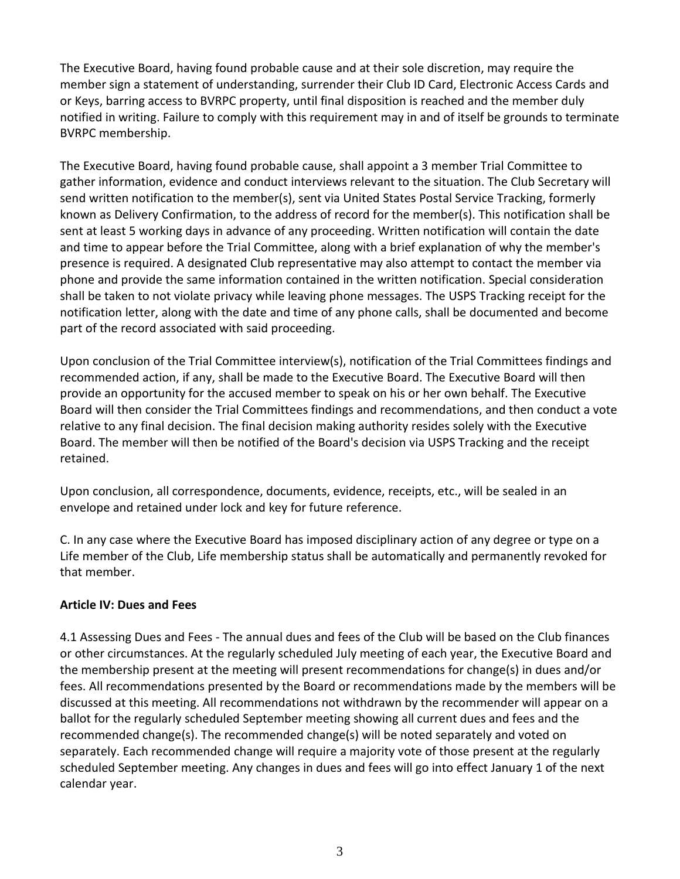The Executive Board, having found probable cause and at their sole discretion, may require the member sign a statement of understanding, surrender their Club ID Card, Electronic Access Cards and or Keys, barring access to BVRPC property, until final disposition is reached and the member duly notified in writing. Failure to comply with this requirement may in and of itself be grounds to terminate BVRPC membership.

The Executive Board, having found probable cause, shall appoint a 3 member Trial Committee to gather information, evidence and conduct interviews relevant to the situation. The Club Secretary will send written notification to the member(s), sent via United States Postal Service Tracking, formerly known as Delivery Confirmation, to the address of record for the member(s). This notification shall be sent at least 5 working days in advance of any proceeding. Written notification will contain the date and time to appear before the Trial Committee, along with a brief explanation of why the member's presence is required. A designated Club representative may also attempt to contact the member via phone and provide the same information contained in the written notification. Special consideration shall be taken to not violate privacy while leaving phone messages. The USPS Tracking receipt for the notification letter, along with the date and time of any phone calls, shall be documented and become part of the record associated with said proceeding.

Upon conclusion of the Trial Committee interview(s), notification of the Trial Committees findings and recommended action, if any, shall be made to the Executive Board. The Executive Board will then provide an opportunity for the accused member to speak on his or her own behalf. The Executive Board will then consider the Trial Committees findings and recommendations, and then conduct a vote relative to any final decision. The final decision making authority resides solely with the Executive Board. The member will then be notified of the Board's decision via USPS Tracking and the receipt retained.

Upon conclusion, all correspondence, documents, evidence, receipts, etc., will be sealed in an envelope and retained under lock and key for future reference.

C. In any case where the Executive Board has imposed disciplinary action of any degree or type on a Life member of the Club, Life membership status shall be automatically and permanently revoked for that member.

**Article IV: Dues and Fees**

4.1 Assessing Dues and Fees - The annual dues and fees of the Club will be based on the Club finances or other circumstances. At the regularly scheduled July meeting of each year, the Executive Board and the membership present at the meeting will present recommendations for change(s) in dues and/or fees. All recommendations presented by the Board or recommendations made by the members will be discussed at this meeting. All recommendations not withdrawn by the recommender will appear on a ballot for the regularly scheduled September meeting showing all current dues and fees and the recommended change(s). The recommended change(s) will be noted separately and voted on separately. Each recommended change will require a majority vote of those present at the regularly scheduled September meeting. Any changes in dues and fees will go into effect January 1 of the next calendar year.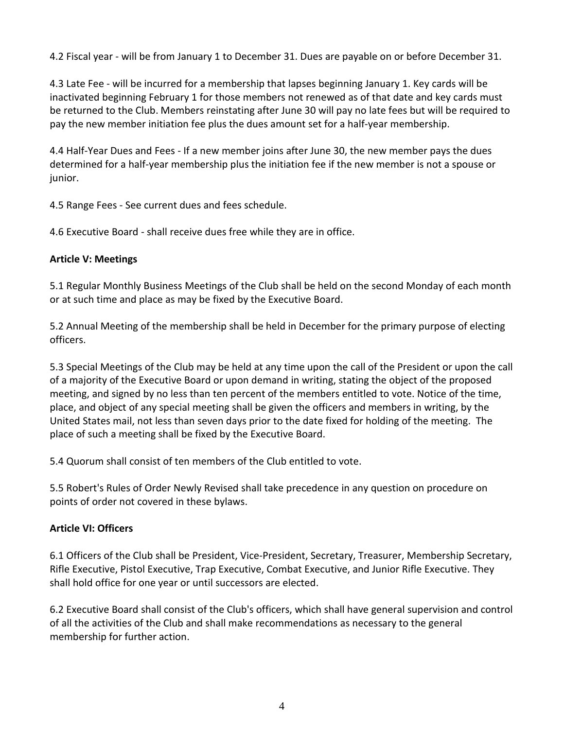4.2 Fiscal year - will be from January 1 to December 31. Dues are payable on or before December 31.

4.3 Late Fee - will be incurred for a membership that lapses beginning January 1. Key cards will be inactivated beginning February 1 for those members not renewed as of that date and key cards must be returned to the Club. Members reinstating after June 30 will pay no late fees but will be required to pay the new member initiation fee plus the dues amount set for a half-year membership.

4.4 Half-Year Dues and Fees - If a new member joins after June 30, the new member pays the dues determined for a half-year membership plus the initiation fee if the new member is not a spouse or junior.

4.5 Range Fees - See current dues and fees schedule.

4.6 Executive Board - shall receive dues free while they are in office.

**Article V: Meetings**

5.1 Regular Monthly Business Meetings of the Club shall be held on the second Monday of each month or at such time and place as may be fixed by the Executive Board.

5.2 Annual Meeting of the membership shall be held in December for the primary purpose of electing officers.

5.3 Special Meetings of the Club may be held at any time upon the call of the President or upon the call of a majority of the Executive Board or upon demand in writing, stating the object of the proposed meeting, and signed by no less than ten percent of the members entitled to vote. Notice of the time, place, and object of any special meeting shall be given the officers and members in writing, by the United States mail, not less than seven days prior to the date fixed for holding of the meeting. The place of such a meeting shall be fixed by the Executive Board.

5.4 Quorum shall consist of ten members of the Club entitled to vote.

5.5 Robert's Rules of Order Newly Revised shall take precedence in any question on procedure on points of order not covered in these bylaws.

**Article VI: Officers**

6.1 Officers of the Club shall be President, Vice-President, Secretary, Treasurer, Membership Secretary, Rifle Executive, Pistol Executive, Trap Executive, Combat Executive, and Junior Rifle Executive. They shall hold office for one year or until successors are elected.

6.2 Executive Board shall consist of the Club's officers, which shall have general supervision and control of all the activities of the Club and shall make recommendations as necessary to the general membership for further action.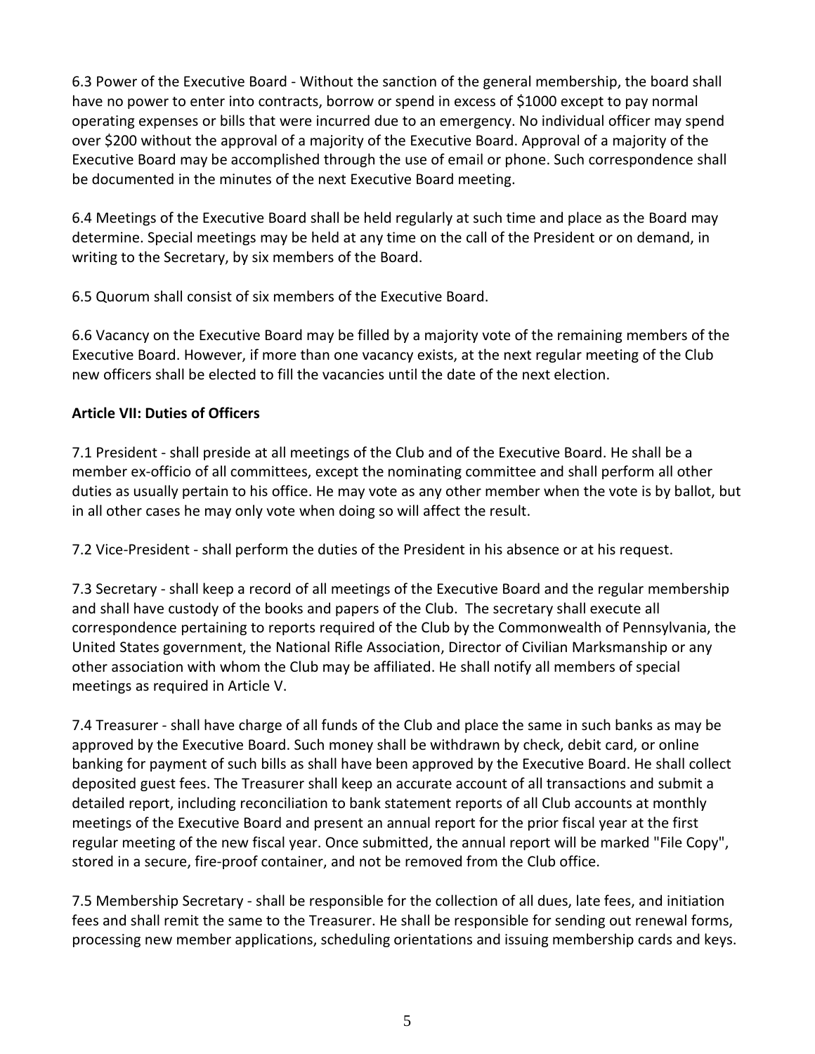6.3 Power of the Executive Board - Without the sanction of the general membership, the board shall have no power to enter into contracts, borrow or spend in excess of $1000 except to pay normal operating expenses or bills that were incurred due to an emergency. No individual officer may spend over $200 without the approval of a majority of the Executive Board. Approval of a majority of the Executive Board may be accomplished through the use of email or phone. Such correspondence shall be documented in the minutes of the next Executive Board meeting.

6.4 Meetings of the Executive Board shall be held regularly at such time and place as the Board may determine. Special meetings may be held at any time on the call of the President or on demand, in writing to the Secretary, by six members of the Board.

6.5 Quorum shall consist of six members of the Executive Board.

6.6 Vacancy on the Executive Board may be filled by a majority vote of the remaining members of the Executive Board. However, if more than one vacancy exists, at the next regular meeting of the Club new officers shall be elected to fill the vacancies until the date of the next election.

**Article VII: Duties of Officers**

7.1 President - shall preside at all meetings of the Club and of the Executive Board. He shall be a member ex-officio of all committees, except the nominating committee and shall perform all other duties as usually pertain to his office. He may vote as any other member when the vote is by ballot, but in all other cases he may only vote when doing so will affect the result.

7.2 Vice-President - shall perform the duties of the President in his absence or at his request.

7.3 Secretary - shall keep a record of all meetings of the Executive Board and the regular membership and shall have custody of the books and papers of the Club. The secretary shall execute all correspondence pertaining to reports required of the Club by the Commonwealth of Pennsylvania, the United States government, the National Rifle Association, Director of Civilian Marksmanship or any other association with whom the Club may be affiliated. He shall notify all members of special meetings as required in Article V.

7.4 Treasurer - shall have charge of all funds of the Club and place the same in such banks as may be approved by the Executive Board. Such money shall be withdrawn by check, debit card, or online banking for payment of such bills as shall have been approved by the Executive Board. He shall collect deposited guest fees. The Treasurer shall keep an accurate account of all transactions and submit a detailed report, including reconciliation to bank statement reports of all Club accounts at monthly meetings of the Executive Board and present an annual report for the prior fiscal year at the first regular meeting of the new fiscal year. Once submitted, the annual report will be marked "File Copy", stored in a secure, fire-proof container, and not be removed from the Club office.

7.5 Membership Secretary - shall be responsible for the collection of all dues, late fees, and initiation fees and shall remit the same to the Treasurer. He shall be responsible for sending out renewal forms, processing new member applications, scheduling orientations and issuing membership cards and keys.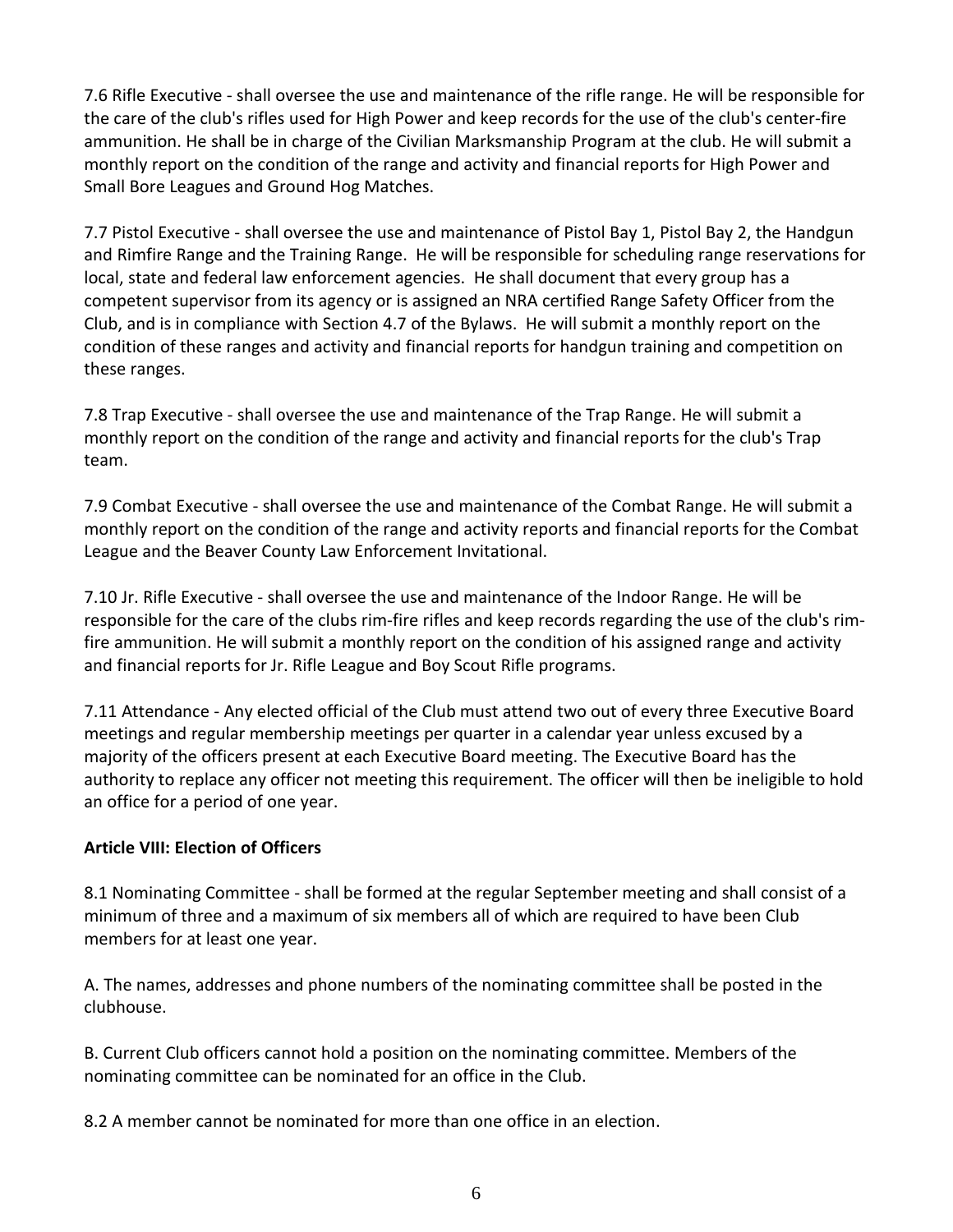7.6 Rifle Executive - shall oversee the use and maintenance of the rifle range. He will be responsible for the care of the club's rifles used for High Power and keep records for the use of the club's center-fire ammunition. He shall be in charge of the Civilian Marksmanship Program at the club. He will submit a monthly report on the condition of the range and activity and financial reports for High Power and Small Bore Leagues and Ground Hog Matches.

7.7 Pistol Executive - shall oversee the use and maintenance of Pistol Bay 1, Pistol Bay 2, the Handgun and Rimfire Range and the Training Range. He will be responsible for scheduling range reservations for local, state and federal law enforcement agencies. He shall document that every group has a competent supervisor from its agency or is assigned an NRA certified Range Safety Officer from the Club, and is in compliance with Section 4.7 of the Bylaws. He will submit a monthly report on the condition of these ranges and activity and financial reports for handgun training and competition on these ranges.

7.8 Trap Executive - shall oversee the use and maintenance of the Trap Range. He will submit a monthly report on the condition of the range and activity and financial reports for the club's Trap team.

7.9 Combat Executive - shall oversee the use and maintenance of the Combat Range. He will submit a monthly report on the condition of the range and activity reports and financial reports for the Combat League and the Beaver County Law Enforcement Invitational.

7.10 Jr. Rifle Executive - shall oversee the use and maintenance of the Indoor Range. He will be responsible for the care of the clubs rim-fire rifles and keep records regarding the use of the club's rim-fire ammunition. He will submit a monthly report on the condition of his assigned range and activity and financial reports for Jr. Rifle League and Boy Scout Rifle programs.

7.11 Attendance - Any elected official of the Club must attend two out of every three Executive Board meetings and regular membership meetings per quarter in a calendar year unless excused by a majority of the officers present at each Executive Board meeting. The Executive Board has the authority to replace any officer not meeting this requirement. The officer will then be ineligible to hold an office for a period of one year.

**Article VIII: Election of Officers**

8.1 Nominating Committee - shall be formed at the regular September meeting and shall consist of a minimum of three and a maximum of six members all of which are required to have been Club members for at least one year.

A. The names, addresses and phone numbers of the nominating committee shall be posted in the clubhouse.

B. Current Club officers cannot hold a position on the nominating committee. Members of the nominating committee can be nominated for an office in the Club.

8.2 A member cannot be nominated for more than one office in an election.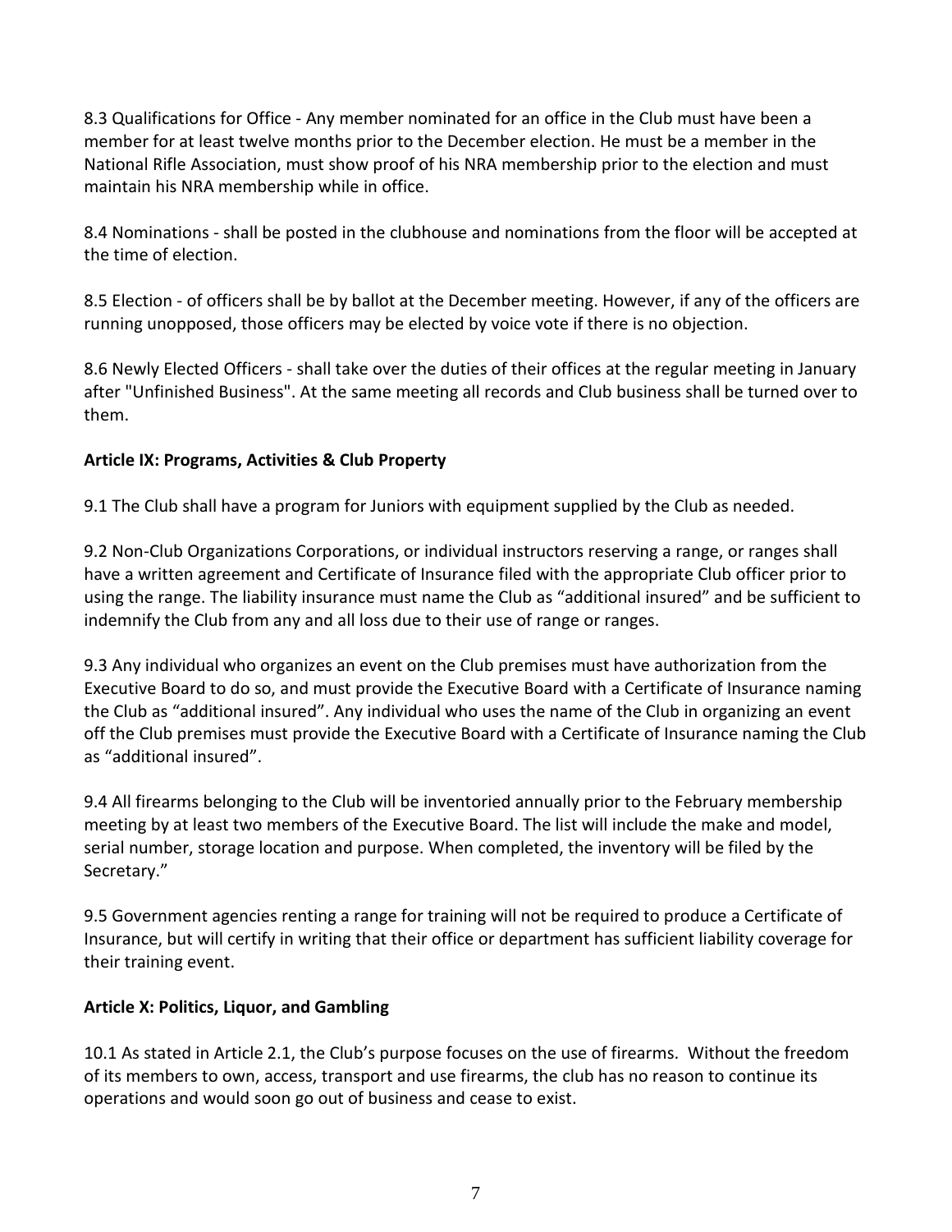8.3 Qualifications for Office - Any member nominated for an office in the Club must have been a member for at least twelve months prior to the December election. He must be a member in the National Rifle Association, must show proof of his NRA membership prior to the election and must maintain his NRA membership while in office.

8.4 Nominations - shall be posted in the clubhouse and nominations from the floor will be accepted at the time of election.

8.5 Election - of officers shall be by ballot at the December meeting. However, if any of the officers are running unopposed, those officers may be elected by voice vote if there is no objection.

8.6 Newly Elected Officers - shall take over the duties of their offices at the regular meeting in January after "Unfinished Business". At the same meeting all records and Club business shall be turned over to them.

**Article IX: Programs, Activities & Club Property**

9.1 The Club shall have a program for Juniors with equipment supplied by the Club as needed.

9.2 Non-Club Organizations Corporations, or individual instructors reserving a range, or ranges shall have a written agreement and Certificate of Insurance filed with the appropriate Club officer prior to using the range. The liability insurance must name the Club as "additional insured" and be sufficient to indemnify the Club from any and all loss due to their use of range or ranges.

9.3 Any individual who organizes an event on the Club premises must have authorization from the Executive Board to do so, and must provide the Executive Board with a Certificate of Insurance naming the Club as "additional insured". Any individual who uses the name of the Club in organizing an event off the Club premises must provide the Executive Board with a Certificate of Insurance naming the Club as "additional insured".

9.4 All firearms belonging to the Club will be inventoried annually prior to the February membership meeting by at least two members of the Executive Board. The list will include the make and model, serial number, storage location and purpose. When completed, the inventory will be filed by the Secretary."

9.5 Government agencies renting a range for training will not be required to produce a Certificate of Insurance, but will certify in writing that their office or department has sufficient liability coverage for their training event.

**Article X: Politics, Liquor, and Gambling**

10.1 As stated in Article 2.1, the Club's purpose focuses on the use of firearms. Without the freedom of its members to own, access, transport and use firearms, the club has no reason to continue its operations and would soon go out of business and cease to exist.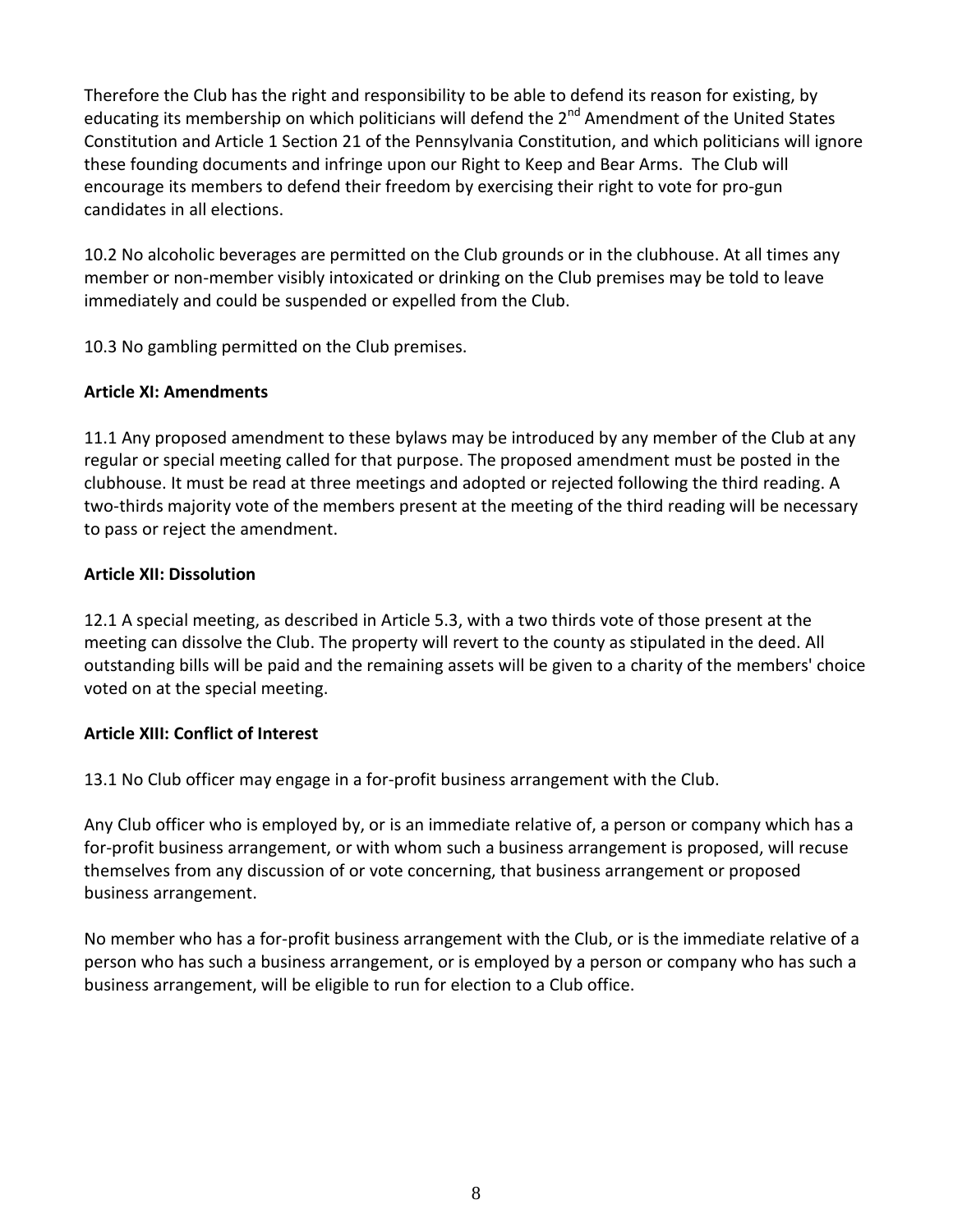Therefore the Club has the right and responsibility to be able to defend its reason for existing, by educating its membership on which politicians will defend the 2nd Amendment of the United States Constitution and Article 1 Section 21 of the Pennsylvania Constitution, and which politicians will ignore these founding documents and infringe upon our Right to Keep and Bear Arms. The Club will encourage its members to defend their freedom by exercising their right to vote for pro-gun candidates in all elections.

10.2 No alcoholic beverages are permitted on the Club grounds or in the clubhouse. At all times any member or non-member visibly intoxicated or drinking on the Club premises may be told to leave immediately and could be suspended or expelled from the Club.

10.3 No gambling permitted on the Club premises.

**Article XI: Amendments**

11.1 Any proposed amendment to these bylaws may be introduced by any member of the Club at any regular or special meeting called for that purpose. The proposed amendment must be posted in the clubhouse. It must be read at three meetings and adopted or rejected following the third reading. A two-thirds majority vote of the members present at the meeting of the third reading will be necessary to pass or reject the amendment.

**Article XII: Dissolution**

12.1 A special meeting, as described in Article 5.3, with a two thirds vote of those present at the meeting can dissolve the Club. The property will revert to the county as stipulated in the deed. All outstanding bills will be paid and the remaining assets will be given to a charity of the members' choice voted on at the special meeting.

**Article XIII: Conflict of Interest**

13.1 No Club officer may engage in a for-profit business arrangement with the Club.

Any Club officer who is employed by, or is an immediate relative of, a person or company which has a for-profit business arrangement, or with whom such a business arrangement is proposed, will recuse themselves from any discussion of or vote concerning, that business arrangement or proposed business arrangement.

No member who has a for-profit business arrangement with the Club, or is the immediate relative of a person who has such a business arrangement, or is employed by a person or company who has such a business arrangement, will be eligible to run for election to a Club office.